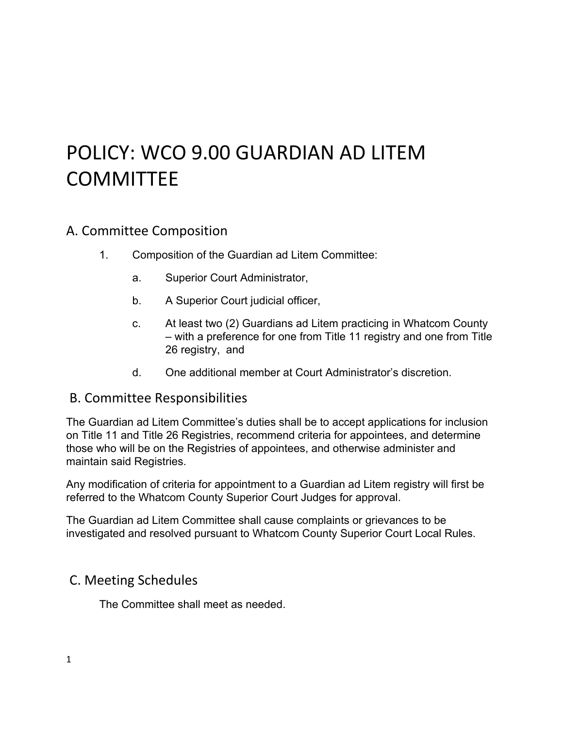# POLICY: WCO 9.00 GUARDIAN AD LITEM COMMITTEE

## A. Committee Composition

1. Composition of the Guardian ad Litem Committee:

   a. Superior Court Administrator,

   b. A Superior Court judicial officer,

   c. At least two (2) Guardians ad Litem practicing in Whatcom County – with a preference for one from Title 11 registry and one from Title 26 registry, and

   d. One additional member at Court Administrator's discretion.

## B. Committee Responsibilities

The Guardian ad Litem Committee's duties shall be to accept applications for inclusion on Title 11 and Title 26 Registries, recommend criteria for appointees, and determine those who will be on the Registries of appointees, and otherwise administer and maintain said Registries.

Any modification of criteria for appointment to a Guardian ad Litem registry will first be referred to the Whatcom County Superior Court Judges for approval.

The Guardian ad Litem Committee shall cause complaints or grievances to be investigated and resolved pursuant to Whatcom County Superior Court Local Rules.

## C. Meeting Schedules

The Committee shall meet as needed.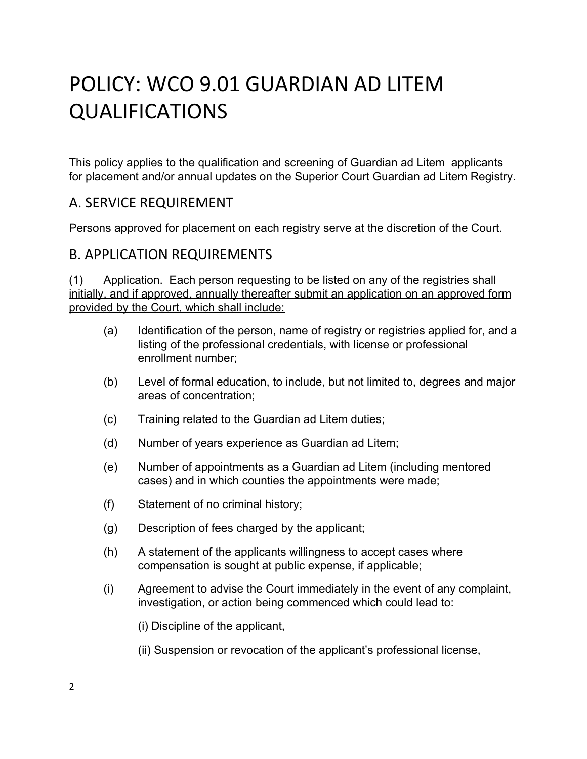# POLICY: WCO 9.01 GUARDIAN AD LITEM QUALIFICATIONS

This policy applies to the qualification and screening of Guardian ad Litem applicants for placement and/or annual updates on the Superior Court Guardian ad Litem Registry.

## A. SERVICE REQUIREMENT

Persons approved for placement on each registry serve at the discretion of the Court.

## B. APPLICATION REQUIREMENTS

(1) Application. Each person requesting to be listed on any of the registries shall initially, and if approved, annually thereafter submit an application on an approved form provided by the Court, which shall include:

- (a) Identification of the person, name of registry or registries applied for, and a listing of the professional credentials, with license or professional enrollment number;
- (b) Level of formal education, to include, but not limited to, degrees and major areas of concentration;
- (c) Training related to the Guardian ad Litem duties;
- (d) Number of years experience as Guardian ad Litem;
- (e) Number of appointments as a Guardian ad Litem (including mentored cases) and in which counties the appointments were made;
- (f) Statement of no criminal history;
- (g) Description of fees charged by the applicant;
- (h) A statement of the applicants willingness to accept cases where compensation is sought at public expense, if applicable;
- (i) Agreement to advise the Court immediately in the event of any complaint, investigation, or action being commenced which could lead to:

  (i) Discipline of the applicant,

  (ii) Suspension or revocation of the applicant's professional license,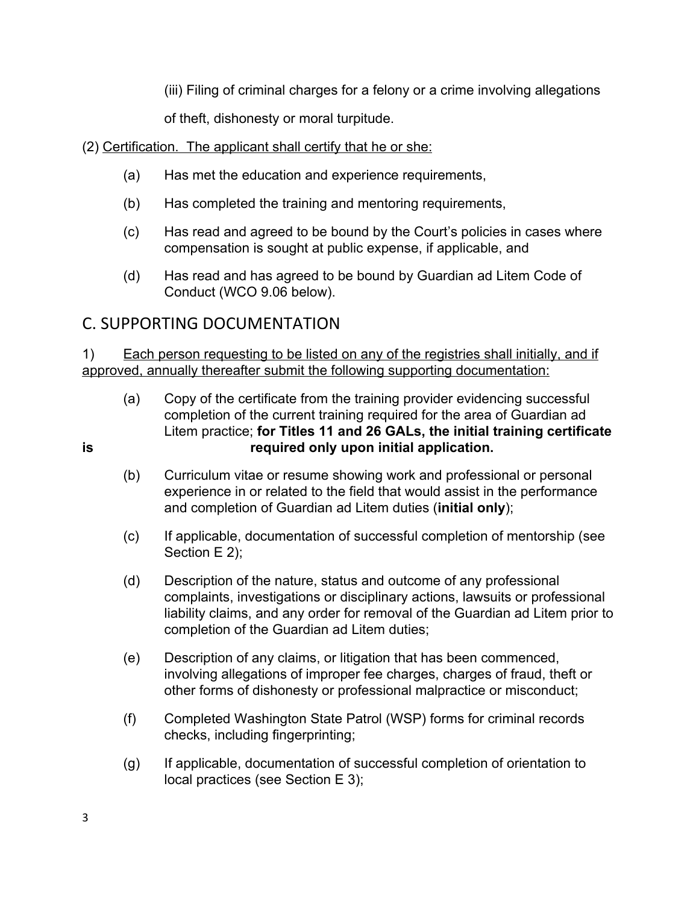(iii) Filing of criminal charges for a felony or a crime involving allegations of theft, dishonesty or moral turpitude.

(2) Certification. The applicant shall certify that he or she:

- (a) Has met the education and experience requirements,
- (b) Has completed the training and mentoring requirements,
- (c) Has read and agreed to be bound by the Court's policies in cases where compensation is sought at public expense, if applicable, and
- (d) Has read and has agreed to be bound by Guardian ad Litem Code of Conduct (WCO 9.06 below).

## C. SUPPORTING DOCUMENTATION

1) Each person requesting to be listed on any of the registries shall initially, and if approved, annually thereafter submit the following supporting documentation:

- (a) Copy of the certificate from the training provider evidencing successful completion of the current training required for the area of Guardian ad Litem practice; **for Titles 11 and 26 GALs, the initial training certificate is required only upon initial application.**
- (b) Curriculum vitae or resume showing work and professional or personal experience in or related to the field that would assist in the performance and completion of Guardian ad Litem duties (**initial only**);
- (c) If applicable, documentation of successful completion of mentorship (see Section E 2);
- (d) Description of the nature, status and outcome of any professional complaints, investigations or disciplinary actions, lawsuits or professional liability claims, and any order for removal of the Guardian ad Litem prior to completion of the Guardian ad Litem duties;
- (e) Description of any claims, or litigation that has been commenced, involving allegations of improper fee charges, charges of fraud, theft or other forms of dishonesty or professional malpractice or misconduct;
- (f) Completed Washington State Patrol (WSP) forms for criminal records checks, including fingerprinting;
- (g) If applicable, documentation of successful completion of orientation to local practices (see Section E 3);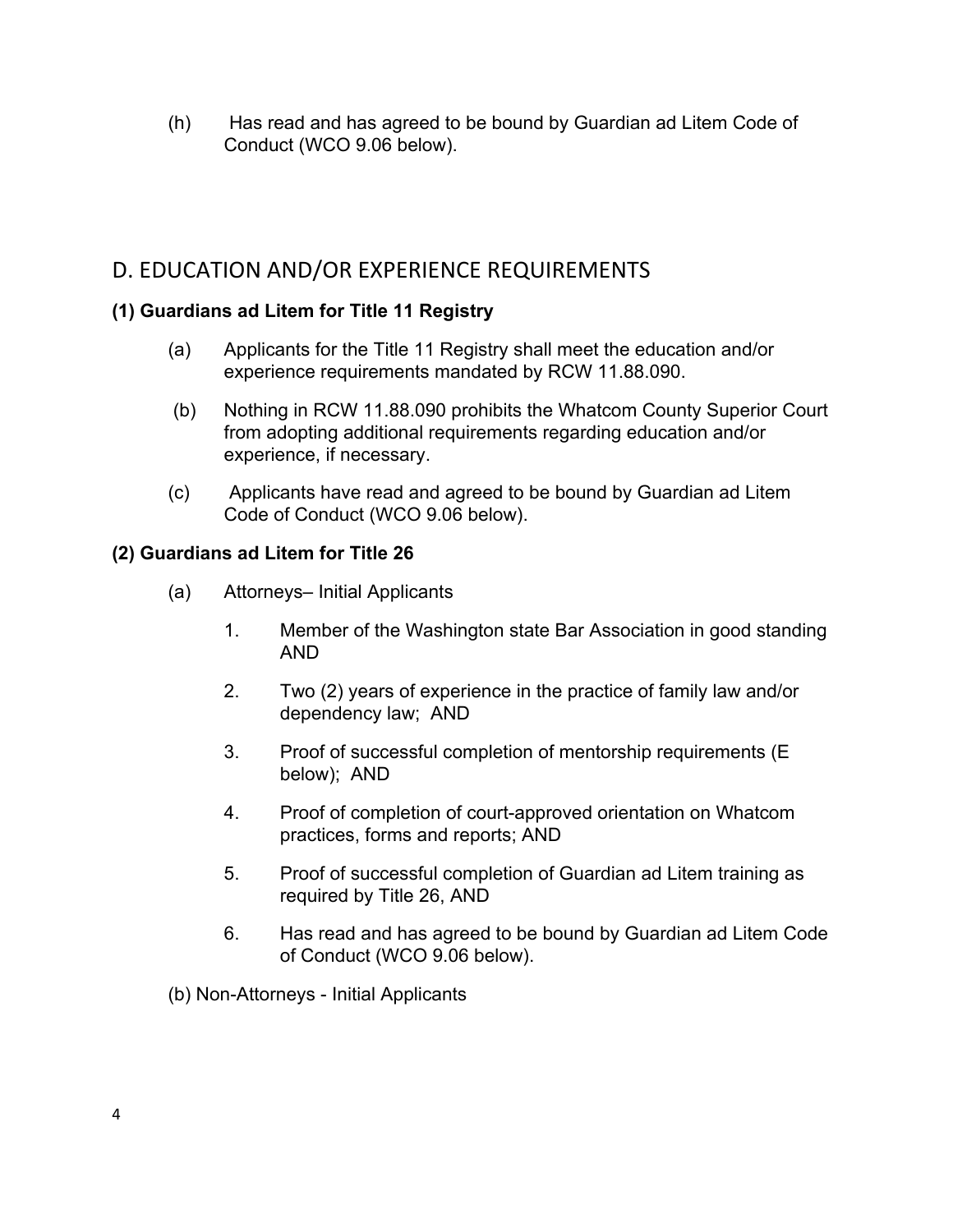(h) Has read and has agreed to be bound by Guardian ad Litem Code of Conduct (WCO 9.06 below).

## D. EDUCATION AND/OR EXPERIENCE REQUIREMENTS

**(1) Guardians ad Litem for Title 11 Registry**

(a) Applicants for the Title 11 Registry shall meet the education and/or experience requirements mandated by RCW 11.88.090.

(b) Nothing in RCW 11.88.090 prohibits the Whatcom County Superior Court from adopting additional requirements regarding education and/or experience, if necessary.

(c) Applicants have read and agreed to be bound by Guardian ad Litem Code of Conduct (WCO 9.06 below).

**(2) Guardians ad Litem for Title 26**

(a) Attorneys– Initial Applicants

1. Member of the Washington state Bar Association in good standing AND
2. Two (2) years of experience in the practice of family law and/or dependency law; AND
3. Proof of successful completion of mentorship requirements (E below); AND
4. Proof of completion of court-approved orientation on Whatcom practices, forms and reports; AND
5. Proof of successful completion of Guardian ad Litem training as required by Title 26, AND
6. Has read and has agreed to be bound by Guardian ad Litem Code of Conduct (WCO 9.06 below).

(b) Non-Attorneys - Initial Applicants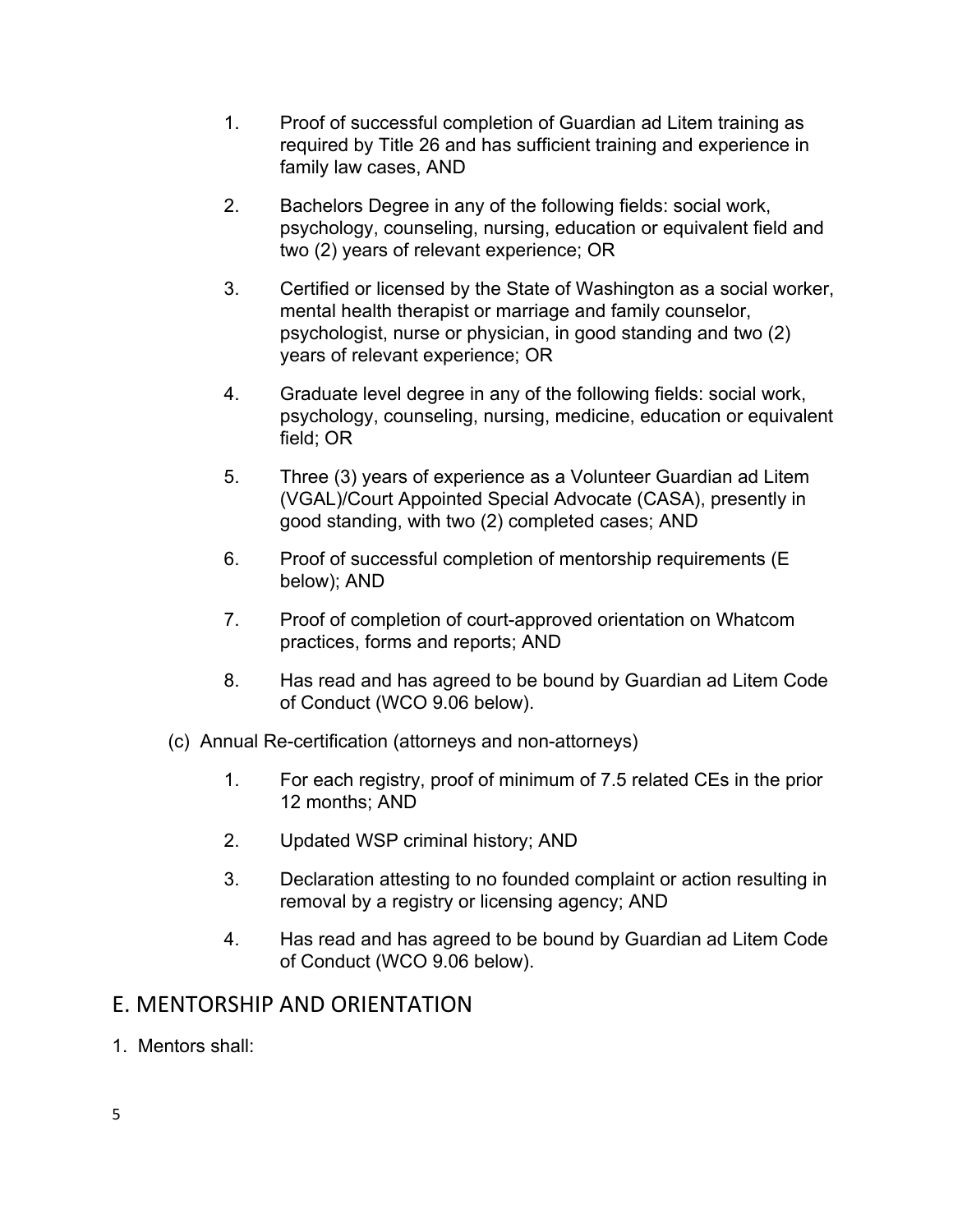1. Proof of successful completion of Guardian ad Litem training as required by Title 26 and has sufficient training and experience in family law cases, AND

2. Bachelors Degree in any of the following fields: social work, psychology, counseling, nursing, education or equivalent field and two (2) years of relevant experience; OR

3. Certified or licensed by the State of Washington as a social worker, mental health therapist or marriage and family counselor, psychologist, nurse or physician, in good standing and two (2) years of relevant experience; OR

4. Graduate level degree in any of the following fields: social work, psychology, counseling, nursing, medicine, education or equivalent field; OR

5. Three (3) years of experience as a Volunteer Guardian ad Litem (VGAL)/Court Appointed Special Advocate (CASA), presently in good standing, with two (2) completed cases; AND

6. Proof of successful completion of mentorship requirements (E below); AND

7. Proof of completion of court-approved orientation on Whatcom practices, forms and reports; AND

8. Has read and has agreed to be bound by Guardian ad Litem Code of Conduct (WCO 9.06 below).

(c) Annual Re-certification (attorneys and non-attorneys)

1. For each registry, proof of minimum of 7.5 related CEs in the prior 12 months; AND

2. Updated WSP criminal history; AND

3. Declaration attesting to no founded complaint or action resulting in removal by a registry or licensing agency; AND

4. Has read and has agreed to be bound by Guardian ad Litem Code of Conduct (WCO 9.06 below).

## E. MENTORSHIP AND ORIENTATION

1. Mentors shall: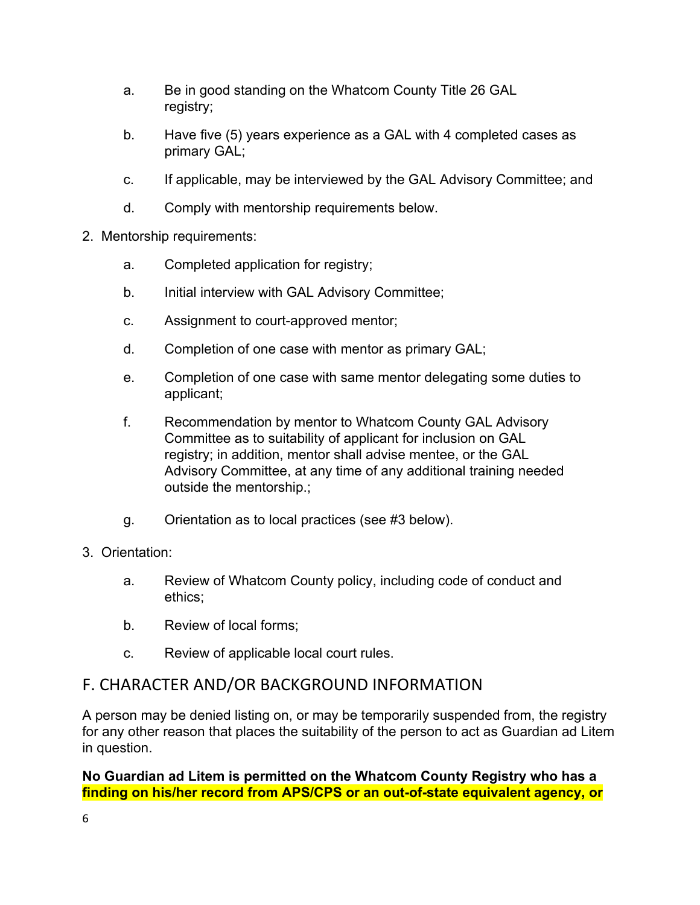a. Be in good standing on the Whatcom County Title 26 GAL registry;

b. Have five (5) years experience as a GAL with 4 completed cases as primary GAL;

c. If applicable, may be interviewed by the GAL Advisory Committee; and

d. Comply with mentorship requirements below.

2. Mentorship requirements:

   a. Completed application for registry;

   b. Initial interview with GAL Advisory Committee;

   c. Assignment to court-approved mentor;

   d. Completion of one case with mentor as primary GAL;

   e. Completion of one case with same mentor delegating some duties to applicant;

   f. Recommendation by mentor to Whatcom County GAL Advisory Committee as to suitability of applicant for inclusion on GAL registry; in addition, mentor shall advise mentee, or the GAL Advisory Committee, at any time of any additional training needed outside the mentorship.;

   g. Orientation as to local practices (see #3 below).

3. Orientation:

   a. Review of Whatcom County policy, including code of conduct and ethics;

   b. Review of local forms;

   c. Review of applicable local court rules.

## F. CHARACTER AND/OR BACKGROUND INFORMATION

A person may be denied listing on, or may be temporarily suspended from, the registry for any other reason that places the suitability of the person to act as Guardian ad Litem in question.

**No Guardian ad Litem is permitted on the Whatcom County Registry who has a finding on his/her record from APS/CPS or an out-of-state equivalent agency, or**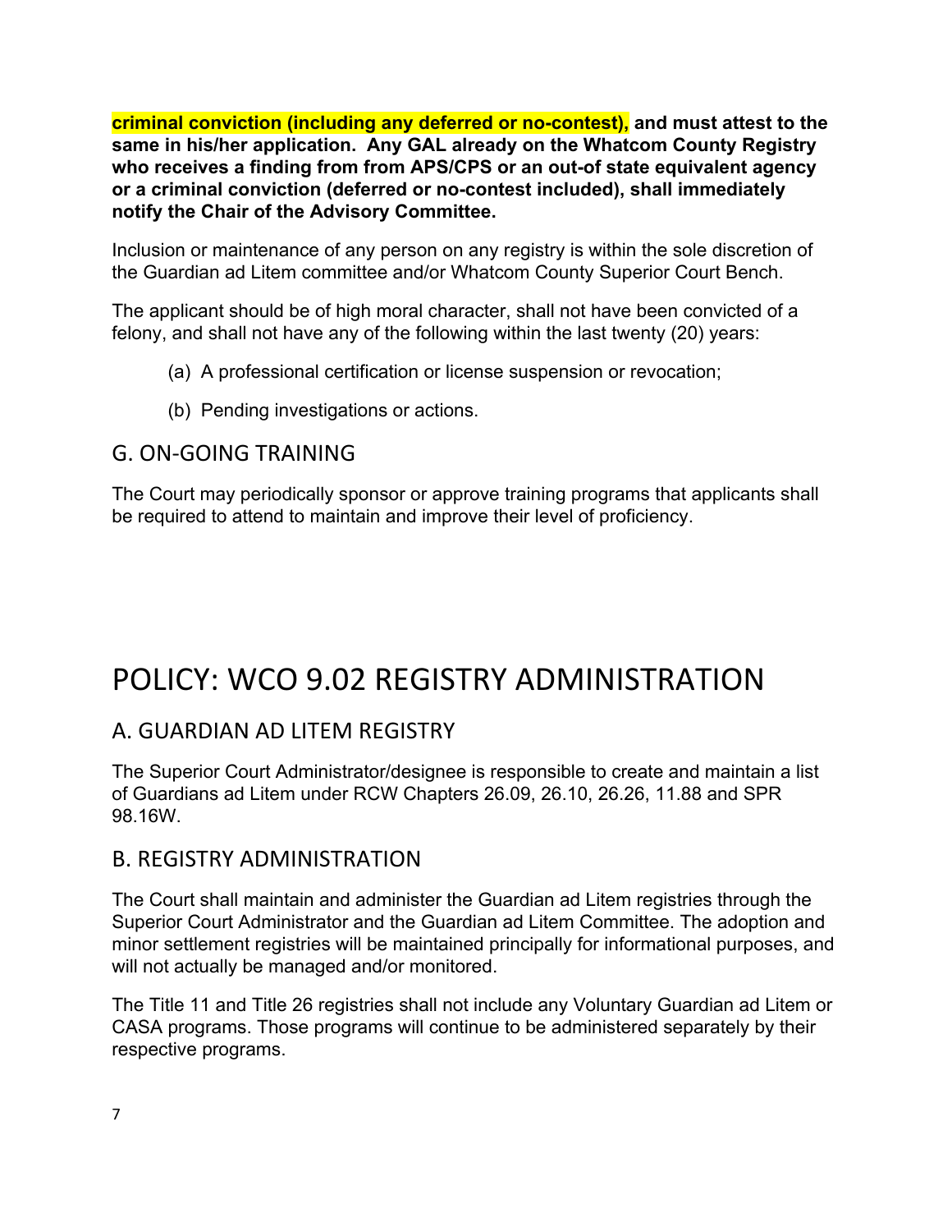**criminal conviction (including any deferred or no-contest), and must attest to the same in his/her application. Any GAL already on the Whatcom County Registry who receives a finding from from APS/CPS or an out-of state equivalent agency or a criminal conviction (deferred or no-contest included), shall immediately notify the Chair of the Advisory Committee.**

Inclusion or maintenance of any person on any registry is within the sole discretion of the Guardian ad Litem committee and/or Whatcom County Superior Court Bench.

The applicant should be of high moral character, shall not have been convicted of a felony, and shall not have any of the following within the last twenty (20) years:

(a) A professional certification or license suspension or revocation;

(b) Pending investigations or actions.

## G. ON-GOING TRAINING

The Court may periodically sponsor or approve training programs that applicants shall be required to attend to maintain and improve their level of proficiency.

# POLICY: WCO 9.02 REGISTRY ADMINISTRATION

## A. GUARDIAN AD LITEM REGISTRY

The Superior Court Administrator/designee is responsible to create and maintain a list of Guardians ad Litem under RCW Chapters 26.09, 26.10, 26.26, 11.88 and SPR 98.16W.

## B. REGISTRY ADMINISTRATION

The Court shall maintain and administer the Guardian ad Litem registries through the Superior Court Administrator and the Guardian ad Litem Committee. The adoption and minor settlement registries will be maintained principally for informational purposes, and will not actually be managed and/or monitored.

The Title 11 and Title 26 registries shall not include any Voluntary Guardian ad Litem or CASA programs. Those programs will continue to be administered separately by their respective programs.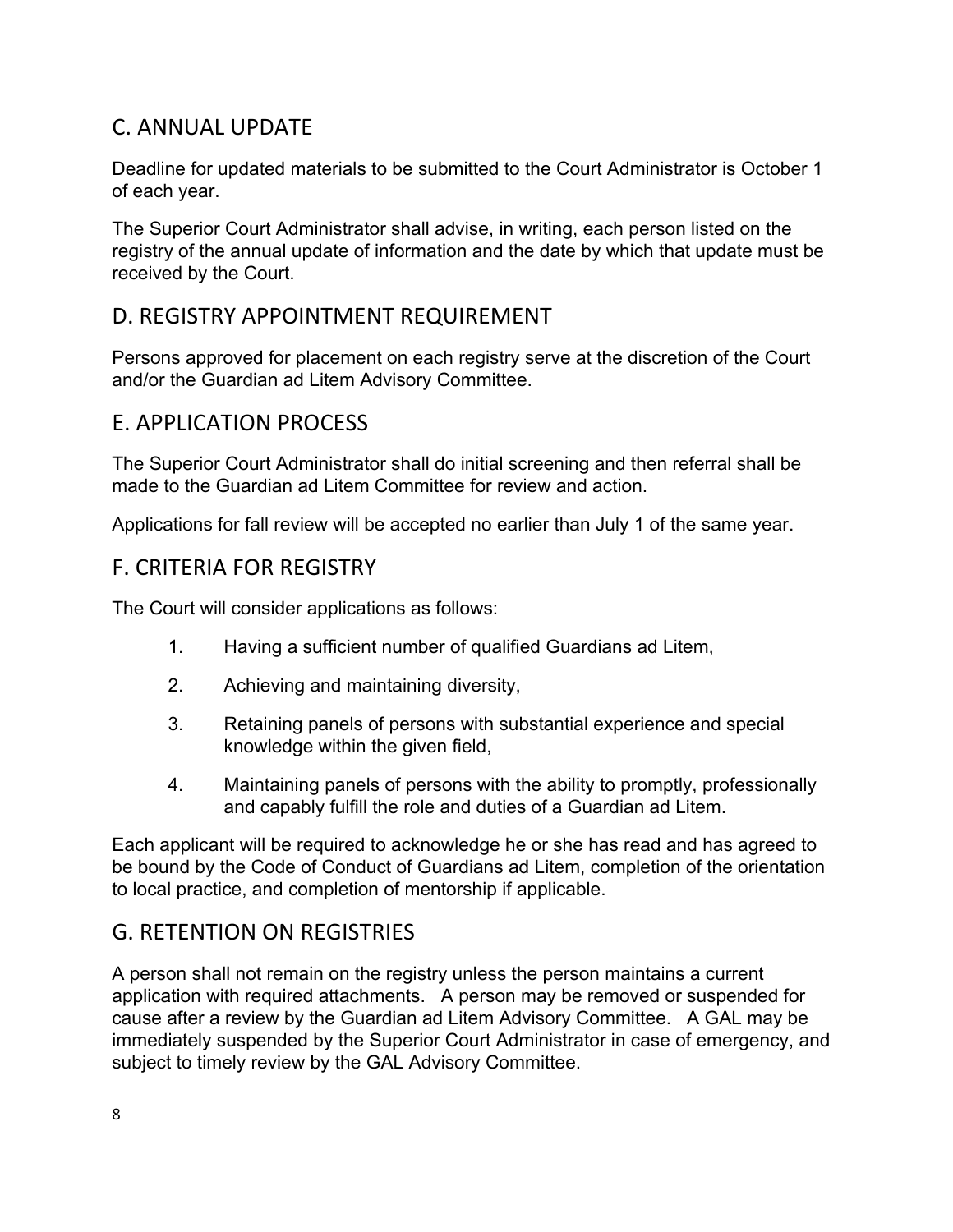## C. ANNUAL UPDATE

Deadline for updated materials to be submitted to the Court Administrator is October 1 of each year.

The Superior Court Administrator shall advise, in writing, each person listed on the registry of the annual update of information and the date by which that update must be received by the Court.

## D. REGISTRY APPOINTMENT REQUIREMENT

Persons approved for placement on each registry serve at the discretion of the Court and/or the Guardian ad Litem Advisory Committee.

## E. APPLICATION PROCESS

The Superior Court Administrator shall do initial screening and then referral shall be made to the Guardian ad Litem Committee for review and action.

Applications for fall review will be accepted no earlier than July 1 of the same year.

## F. CRITERIA FOR REGISTRY

The Court will consider applications as follows:

1. Having a sufficient number of qualified Guardians ad Litem,
2. Achieving and maintaining diversity,
3. Retaining panels of persons with substantial experience and special knowledge within the given field,
4. Maintaining panels of persons with the ability to promptly, professionally and capably fulfill the role and duties of a Guardian ad Litem.

Each applicant will be required to acknowledge he or she has read and has agreed to be bound by the Code of Conduct of Guardians ad Litem, completion of the orientation to local practice, and completion of mentorship if applicable.

## G. RETENTION ON REGISTRIES

A person shall not remain on the registry unless the person maintains a current application with required attachments. A person may be removed or suspended for cause after a review by the Guardian ad Litem Advisory Committee. A GAL may be immediately suspended by the Superior Court Administrator in case of emergency, and subject to timely review by the GAL Advisory Committee.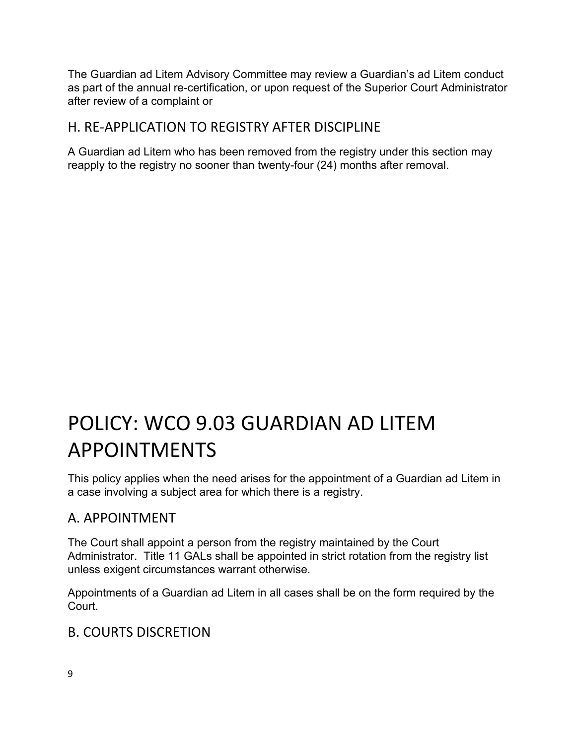The Guardian ad Litem Advisory Committee may review a Guardian's ad Litem conduct as part of the annual re-certification, or upon request of the Superior Court Administrator after review of a complaint or

## H. RE-APPLICATION TO REGISTRY AFTER DISCIPLINE

A Guardian ad Litem who has been removed from the registry under this section may reapply to the registry no sooner than twenty-four (24) months after removal.

# POLICY: WCO 9.03 GUARDIAN AD LITEM APPOINTMENTS

This policy applies when the need arises for the appointment of a Guardian ad Litem in a case involving a subject area for which there is a registry.

## A. APPOINTMENT

The Court shall appoint a person from the registry maintained by the Court Administrator. Title 11 GALs shall be appointed in strict rotation from the registry list unless exigent circumstances warrant otherwise.

Appointments of a Guardian ad Litem in all cases shall be on the form required by the Court.

## B. COURTS DISCRETION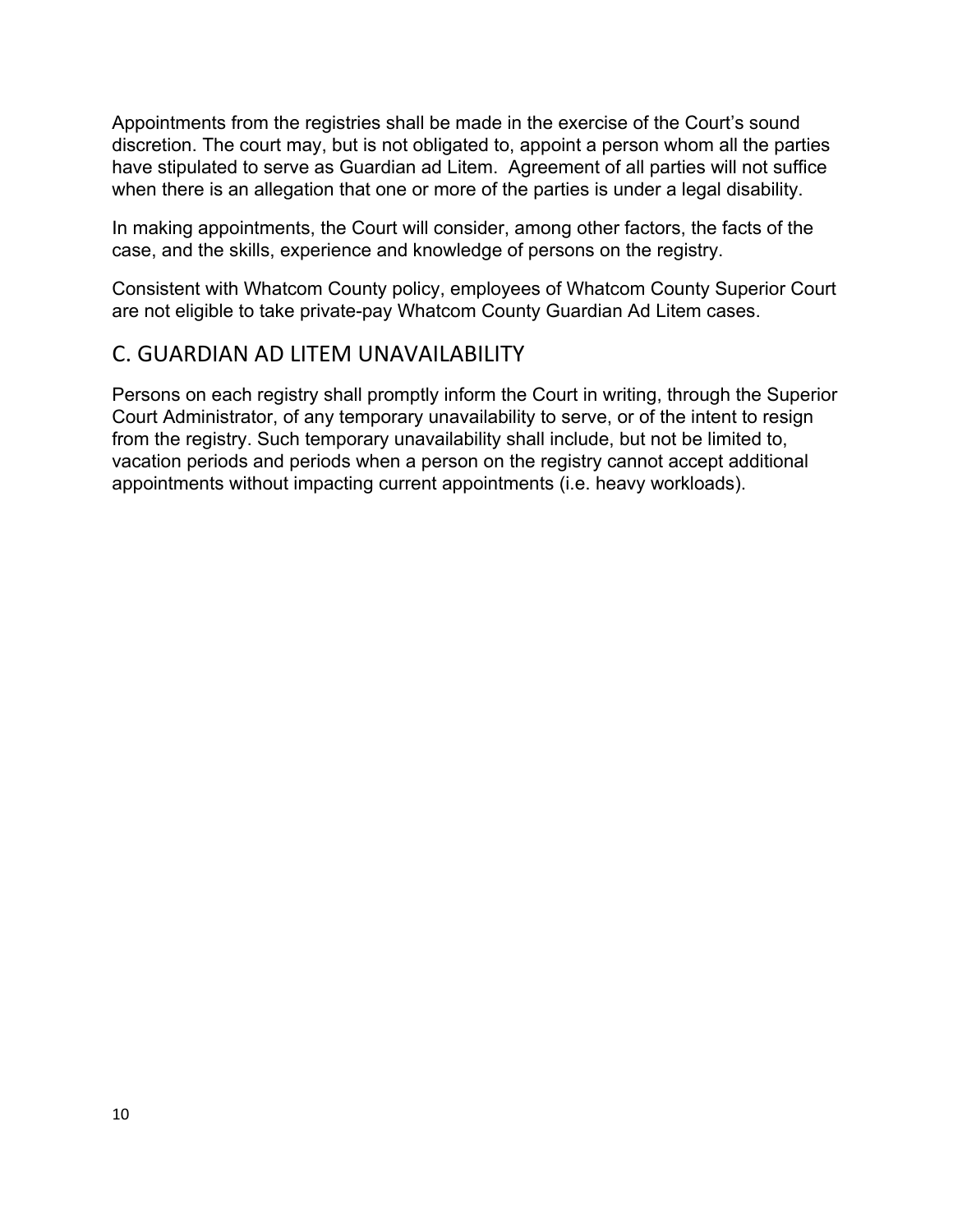Appointments from the registries shall be made in the exercise of the Court's sound discretion. The court may, but is not obligated to, appoint a person whom all the parties have stipulated to serve as Guardian ad Litem. Agreement of all parties will not suffice when there is an allegation that one or more of the parties is under a legal disability.

In making appointments, the Court will consider, among other factors, the facts of the case, and the skills, experience and knowledge of persons on the registry.

Consistent with Whatcom County policy, employees of Whatcom County Superior Court are not eligible to take private-pay Whatcom County Guardian Ad Litem cases.

## C. GUARDIAN AD LITEM UNAVAILABILITY

Persons on each registry shall promptly inform the Court in writing, through the Superior Court Administrator, of any temporary unavailability to serve, or of the intent to resign from the registry. Such temporary unavailability shall include, but not be limited to, vacation periods and periods when a person on the registry cannot accept additional appointments without impacting current appointments (i.e. heavy workloads).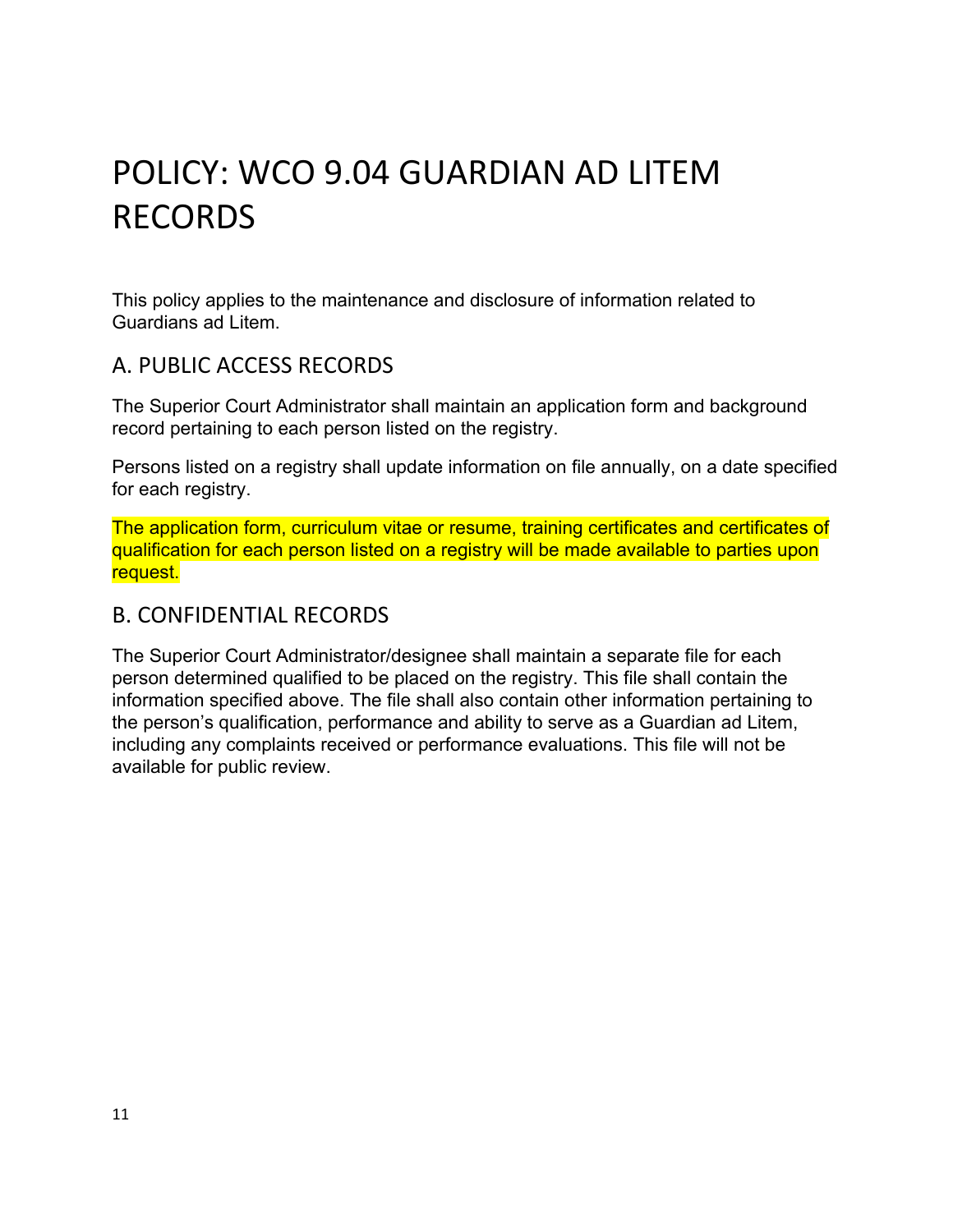# POLICY: WCO 9.04 GUARDIAN AD LITEM RECORDS

This policy applies to the maintenance and disclosure of information related to Guardians ad Litem.

## A. PUBLIC ACCESS RECORDS

The Superior Court Administrator shall maintain an application form and background record pertaining to each person listed on the registry.

Persons listed on a registry shall update information on file annually, on a date specified for each registry.

The application form, curriculum vitae or resume, training certificates and certificates of qualification for each person listed on a registry will be made available to parties upon request.

## B. CONFIDENTIAL RECORDS

The Superior Court Administrator/designee shall maintain a separate file for each person determined qualified to be placed on the registry. This file shall contain the information specified above. The file shall also contain other information pertaining to the person's qualification, performance and ability to serve as a Guardian ad Litem, including any complaints received or performance evaluations. This file will not be available for public review.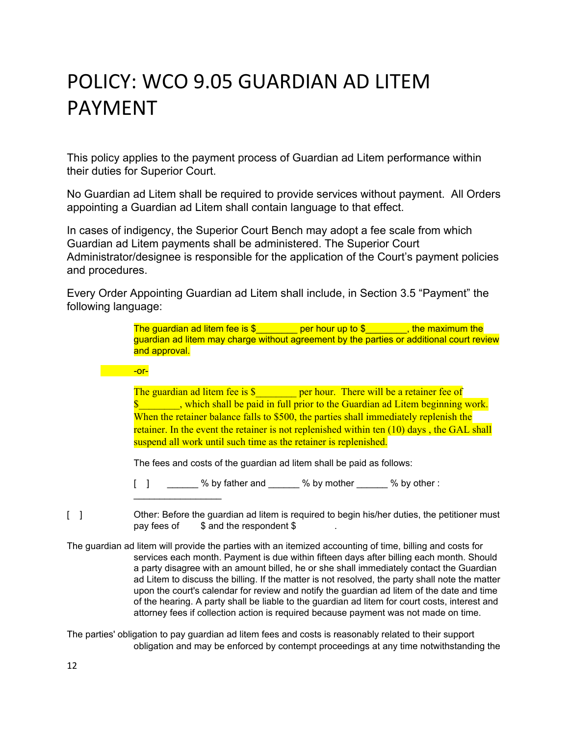# POLICY: WCO 9.05 GUARDIAN AD LITEM PAYMENT

This policy applies to the payment process of Guardian ad Litem performance within their duties for Superior Court.

No Guardian ad Litem shall be required to provide services without payment. All Orders appointing a Guardian ad Litem shall contain language to that effect.

In cases of indigency, the Superior Court Bench may adopt a fee scale from which Guardian ad Litem payments shall be administered. The Superior Court Administrator/designee is responsible for the application of the Court's payment policies and procedures.

Every Order Appointing Guardian ad Litem shall include, in Section 3.5 "Payment" the following language:

> The guardian ad litem fee is $________ per hour up to $________, the maximum the guardian ad litem may charge without agreement by the parties or additional court review and approval.
>
> -or-
>
> The guardian ad litem fee is $________ per hour. There will be a retainer fee of $________, which shall be paid in full prior to the Guardian ad Litem beginning work. When the retainer balance falls to $500, the parties shall immediately replenish the retainer. In the event the retainer is not replenished within ten (10) days , the GAL shall suspend all work until such time as the retainer is replenished.
>
> The fees and costs of the guardian ad litem shall be paid as follows:
>
> [ ] ______ % by father and ______ % by mother ______ % by other : ________________

[ ] Other: Before the guardian ad litem is required to begin his/her duties, the petitioner must pay fees of $ and the respondent $ .

The guardian ad litem will provide the parties with an itemized accounting of time, billing and costs for services each month. Payment is due within fifteen days after billing each month. Should a party disagree with an amount billed, he or she shall immediately contact the Guardian ad Litem to discuss the billing. If the matter is not resolved, the party shall note the matter upon the court's calendar for review and notify the guardian ad litem of the date and time of the hearing. A party shall be liable to the guardian ad litem for court costs, interest and attorney fees if collection action is required because payment was not made on time.

The parties' obligation to pay guardian ad litem fees and costs is reasonably related to their support obligation and may be enforced by contempt proceedings at any time notwithstanding the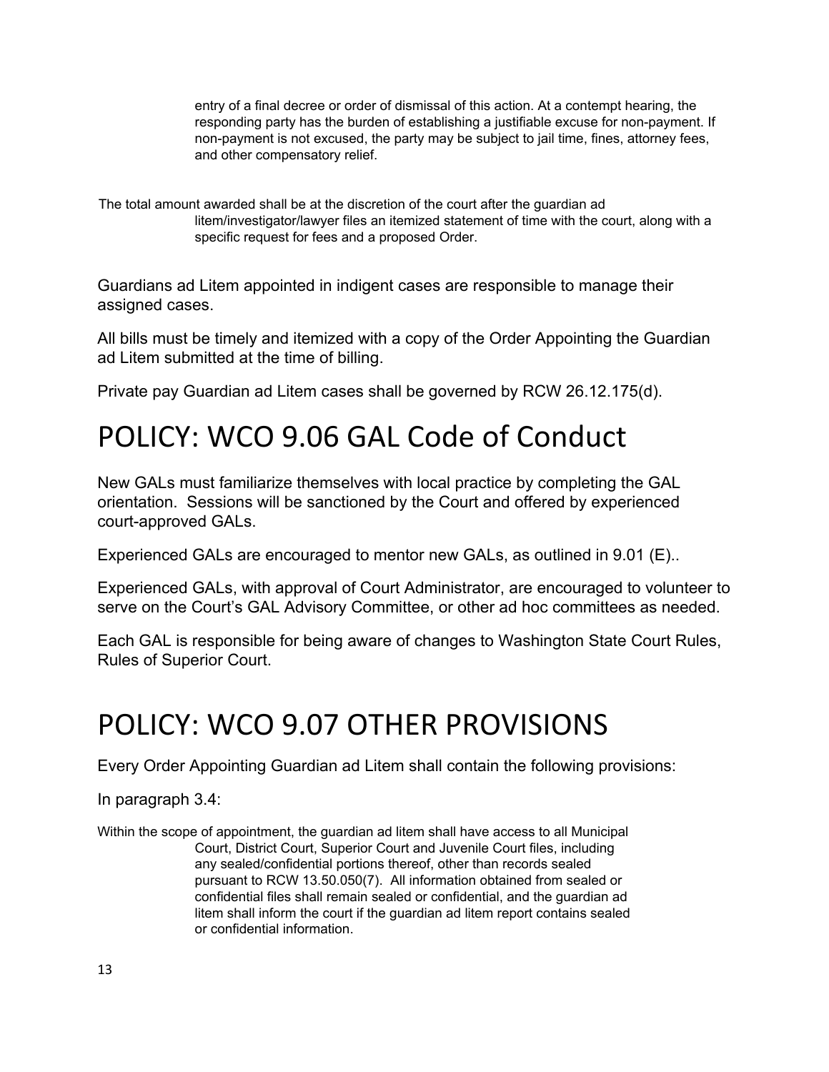entry of a final decree or order of dismissal of this action. At a contempt hearing, the responding party has the burden of establishing a justifiable excuse for non-payment. If non-payment is not excused, the party may be subject to jail time, fines, attorney fees, and other compensatory relief.

The total amount awarded shall be at the discretion of the court after the guardian ad litem/investigator/lawyer files an itemized statement of time with the court, along with a specific request for fees and a proposed Order.

Guardians ad Litem appointed in indigent cases are responsible to manage their assigned cases.

All bills must be timely and itemized with a copy of the Order Appointing the Guardian ad Litem submitted at the time of billing.

Private pay Guardian ad Litem cases shall be governed by RCW 26.12.175(d).

# POLICY: WCO 9.06 GAL Code of Conduct

New GALs must familiarize themselves with local practice by completing the GAL orientation. Sessions will be sanctioned by the Court and offered by experienced court-approved GALs.

Experienced GALs are encouraged to mentor new GALs, as outlined in 9.01 (E)..

Experienced GALs, with approval of Court Administrator, are encouraged to volunteer to serve on the Court's GAL Advisory Committee, or other ad hoc committees as needed.

Each GAL is responsible for being aware of changes to Washington State Court Rules, Rules of Superior Court.

# POLICY: WCO 9.07 OTHER PROVISIONS

Every Order Appointing Guardian ad Litem shall contain the following provisions:

In paragraph 3.4:

Within the scope of appointment, the guardian ad litem shall have access to all Municipal Court, District Court, Superior Court and Juvenile Court files, including any sealed/confidential portions thereof, other than records sealed pursuant to RCW 13.50.050(7). All information obtained from sealed or confidential files shall remain sealed or confidential, and the guardian ad litem shall inform the court if the guardian ad litem report contains sealed or confidential information.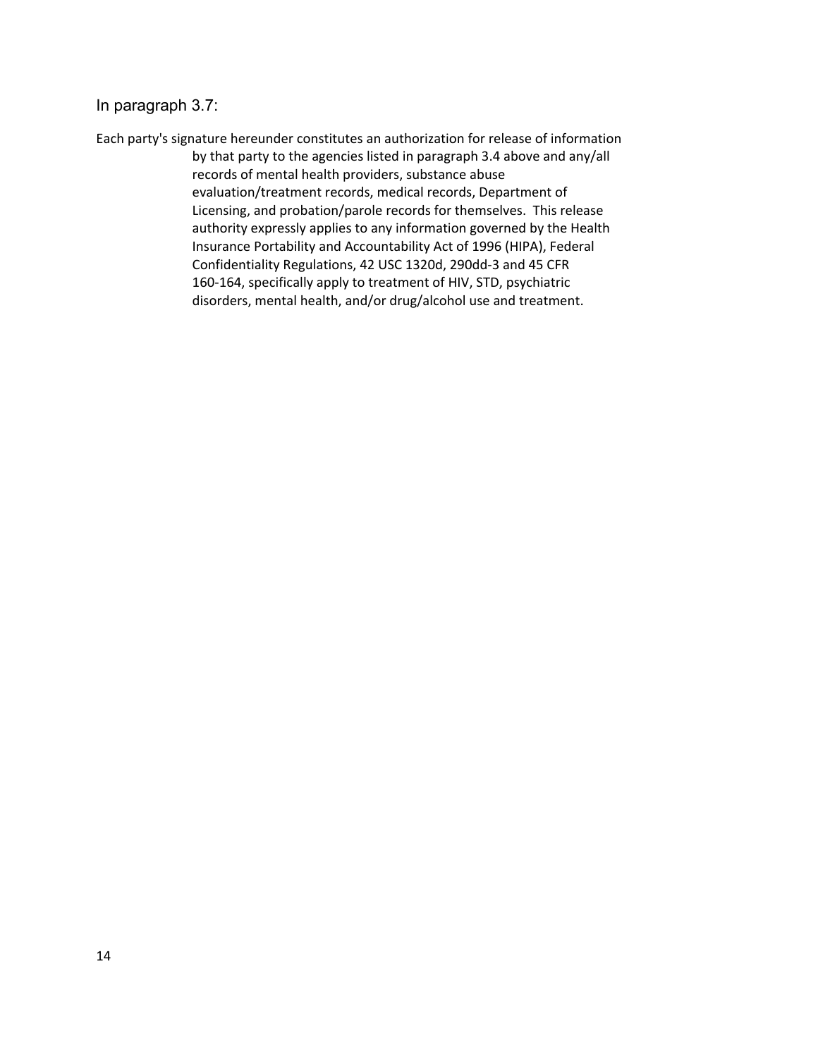In paragraph 3.7:

Each party's signature hereunder constitutes an authorization for release of information by that party to the agencies listed in paragraph 3.4 above and any/all records of mental health providers, substance abuse evaluation/treatment records, medical records, Department of Licensing, and probation/parole records for themselves. This release authority expressly applies to any information governed by the Health Insurance Portability and Accountability Act of 1996 (HIPA), Federal Confidentiality Regulations, 42 USC 1320d, 290dd-3 and 45 CFR 160-164, specifically apply to treatment of HIV, STD, psychiatric disorders, mental health, and/or drug/alcohol use and treatment.